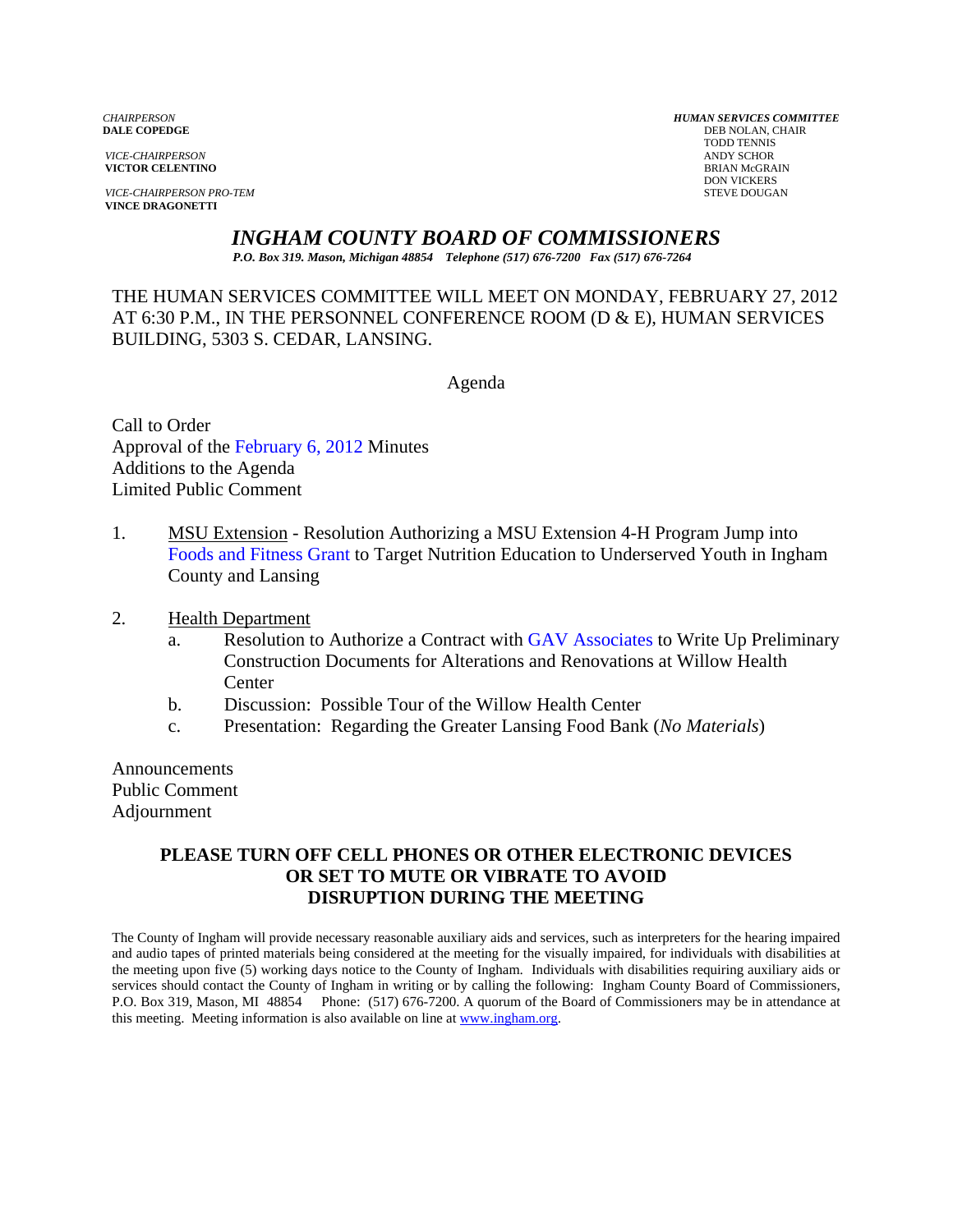*CHAIRPERSON*
**DALE COPEDGE**

*VICE-CHAIRPERSON*
**VICTOR CELENTINO**

*VICE-CHAIRPERSON PRO-TEM*
**VINCE DRAGONETTI**

***HUMAN SERVICES COMMITTEE***
DEB NOLAN, CHAIR
TODD TENNIS
ANDY SCHOR
BRIAN McGRAIN
DON VICKERS
STEVE DOUGAN

# *INGHAM COUNTY BOARD OF COMMISSIONERS*

***P.O. Box 319. Mason, Michigan 48854 Telephone (517) 676-7200 Fax (517) 676-7264***

THE HUMAN SERVICES COMMITTEE WILL MEET ON MONDAY, FEBRUARY 27, 2012 AT 6:30 P.M., IN THE PERSONNEL CONFERENCE ROOM (D & E), HUMAN SERVICES BUILDING, 5303 S. CEDAR, LANSING.

Agenda

Call to Order
Approval of the February 6, 2012 Minutes
Additions to the Agenda
Limited Public Comment

1. MSU Extension - Resolution Authorizing a MSU Extension 4-H Program Jump into Foods and Fitness Grant to Target Nutrition Education to Underserved Youth in Ingham County and Lansing

2. Health Department
   a. Resolution to Authorize a Contract with GAV Associates to Write Up Preliminary Construction Documents for Alterations and Renovations at Willow Health Center
   b. Discussion: Possible Tour of the Willow Health Center
   c. Presentation: Regarding the Greater Lansing Food Bank (*No Materials*)

Announcements
Public Comment
Adjournment

**PLEASE TURN OFF CELL PHONES OR OTHER ELECTRONIC DEVICES OR SET TO MUTE OR VIBRATE TO AVOID DISRUPTION DURING THE MEETING**

The County of Ingham will provide necessary reasonable auxiliary aids and services, such as interpreters for the hearing impaired and audio tapes of printed materials being considered at the meeting for the visually impaired, for individuals with disabilities at the meeting upon five (5) working days notice to the County of Ingham. Individuals with disabilities requiring auxiliary aids or services should contact the County of Ingham in writing or by calling the following: Ingham County Board of Commissioners, P.O. Box 319, Mason, MI 48854 Phone: (517) 676-7200. A quorum of the Board of Commissioners may be in attendance at this meeting. Meeting information is also available on line at www.ingham.org.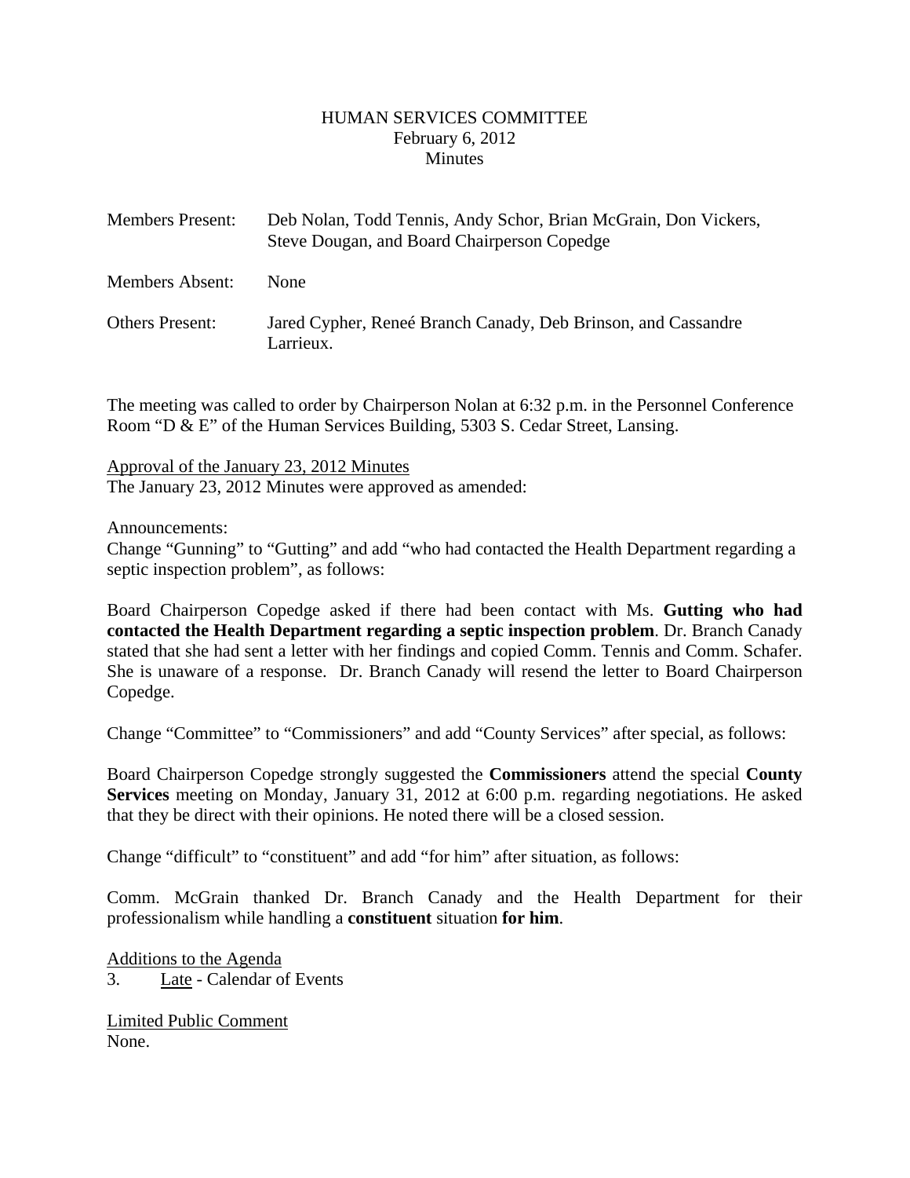# HUMAN SERVICES COMMITTEE
February 6, 2012
Minutes

| | |
|---|---|
| Members Present: | Deb Nolan, Todd Tennis, Andy Schor, Brian McGrain, Don Vickers, Steve Dougan, and Board Chairperson Copedge |
| Members Absent: | None |
| Others Present: | Jared Cypher, Reneé Branch Canady, Deb Brinson, and Cassandre Larrieux. |

The meeting was called to order by Chairperson Nolan at 6:32 p.m. in the Personnel Conference Room "D & E" of the Human Services Building, 5303 S. Cedar Street, Lansing.

Approval of the January 23, 2012 Minutes
The January 23, 2012 Minutes were approved as amended:

Announcements:
Change "Gunning" to "Gutting" and add "who had contacted the Health Department regarding a septic inspection problem", as follows:

Board Chairperson Copedge asked if there had been contact with Ms. **Gutting who had contacted the Health Department regarding a septic inspection problem**. Dr. Branch Canady stated that she had sent a letter with her findings and copied Comm. Tennis and Comm. Schafer. She is unaware of a response. Dr. Branch Canady will resend the letter to Board Chairperson Copedge.

Change "Committee" to "Commissioners" and add "County Services" after special, as follows:

Board Chairperson Copedge strongly suggested the **Commissioners** attend the special **County Services** meeting on Monday, January 31, 2012 at 6:00 p.m. regarding negotiations. He asked that they be direct with their opinions. He noted there will be a closed session.

Change "difficult" to "constituent" and add "for him" after situation, as follows:

Comm. McGrain thanked Dr. Branch Canady and the Health Department for their professionalism while handling a **constituent** situation **for him**.

Additions to the Agenda
3. Late - Calendar of Events

Limited Public Comment
None.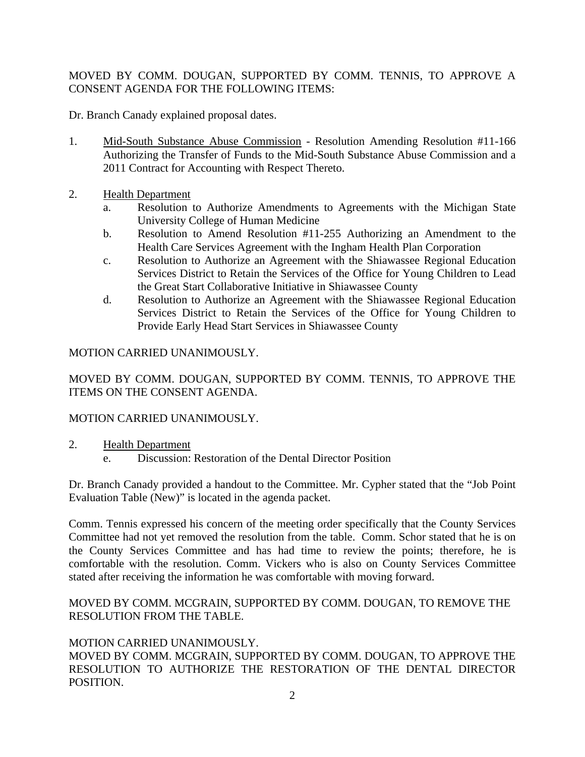MOVED BY COMM. DOUGAN, SUPPORTED BY COMM. TENNIS, TO APPROVE A CONSENT AGENDA FOR THE FOLLOWING ITEMS:

Dr. Branch Canady explained proposal dates.

1. Mid-South Substance Abuse Commission - Resolution Amending Resolution #11-166 Authorizing the Transfer of Funds to the Mid-South Substance Abuse Commission and a 2011 Contract for Accounting with Respect Thereto.

2. Health Department
   a. Resolution to Authorize Amendments to Agreements with the Michigan State University College of Human Medicine
   b. Resolution to Amend Resolution #11-255 Authorizing an Amendment to the Health Care Services Agreement with the Ingham Health Plan Corporation
   c. Resolution to Authorize an Agreement with the Shiawassee Regional Education Services District to Retain the Services of the Office for Young Children to Lead the Great Start Collaborative Initiative in Shiawassee County
   d. Resolution to Authorize an Agreement with the Shiawassee Regional Education Services District to Retain the Services of the Office for Young Children to Provide Early Head Start Services in Shiawassee County

MOTION CARRIED UNANIMOUSLY.

MOVED BY COMM. DOUGAN, SUPPORTED BY COMM. TENNIS, TO APPROVE THE ITEMS ON THE CONSENT AGENDA.

MOTION CARRIED UNANIMOUSLY.

2. Health Department
   e. Discussion: Restoration of the Dental Director Position

Dr. Branch Canady provided a handout to the Committee. Mr. Cypher stated that the "Job Point Evaluation Table (New)" is located in the agenda packet.

Comm. Tennis expressed his concern of the meeting order specifically that the County Services Committee had not yet removed the resolution from the table. Comm. Schor stated that he is on the County Services Committee and has had time to review the points; therefore, he is comfortable with the resolution. Comm. Vickers who is also on County Services Committee stated after receiving the information he was comfortable with moving forward.

MOVED BY COMM. MCGRAIN, SUPPORTED BY COMM. DOUGAN, TO REMOVE THE RESOLUTION FROM THE TABLE.

MOTION CARRIED UNANIMOUSLY.

MOVED BY COMM. MCGRAIN, SUPPORTED BY COMM. DOUGAN, TO APPROVE THE RESOLUTION TO AUTHORIZE THE RESTORATION OF THE DENTAL DIRECTOR POSITION.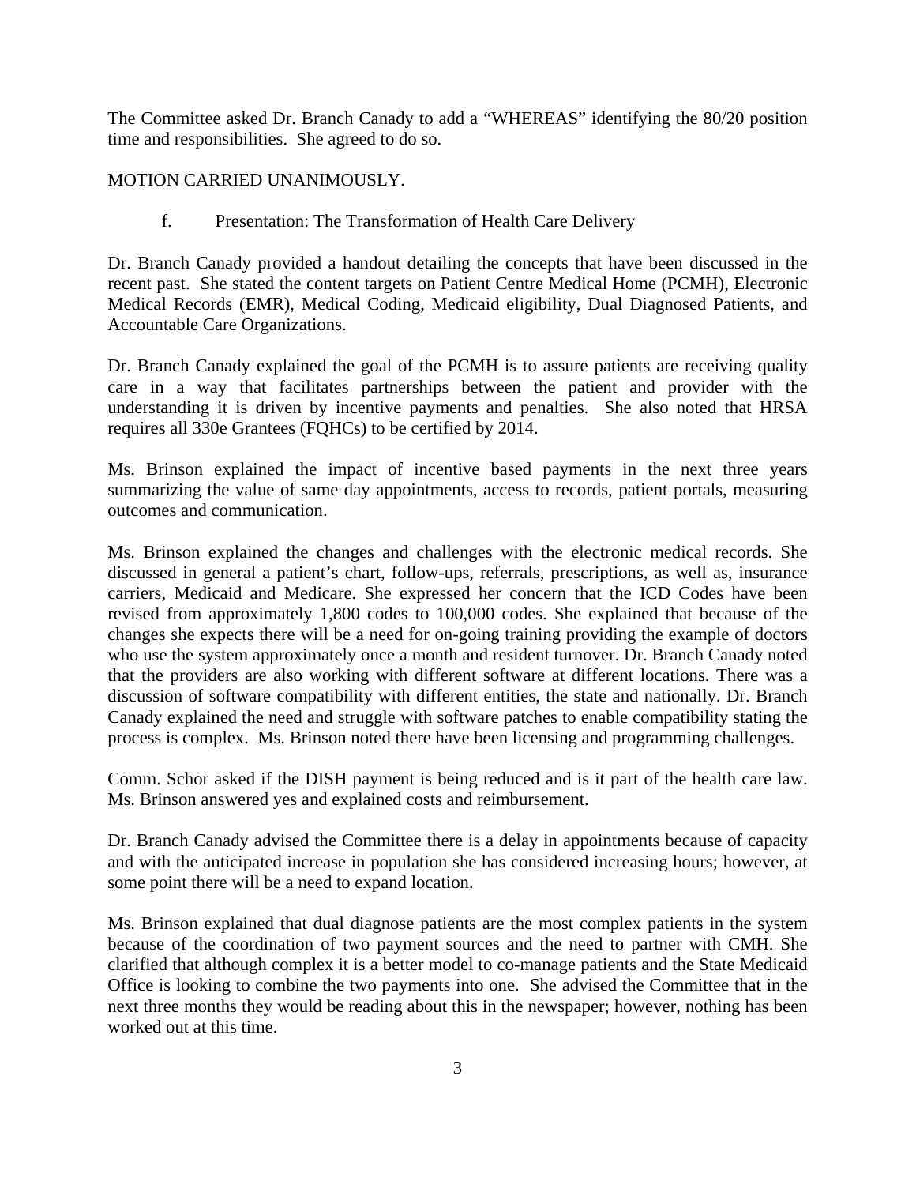The Committee asked Dr. Branch Canady to add a "WHEREAS" identifying the 80/20 position time and responsibilities. She agreed to do so.

MOTION CARRIED UNANIMOUSLY.

f. Presentation: The Transformation of Health Care Delivery

Dr. Branch Canady provided a handout detailing the concepts that have been discussed in the recent past. She stated the content targets on Patient Centre Medical Home (PCMH), Electronic Medical Records (EMR), Medical Coding, Medicaid eligibility, Dual Diagnosed Patients, and Accountable Care Organizations.

Dr. Branch Canady explained the goal of the PCMH is to assure patients are receiving quality care in a way that facilitates partnerships between the patient and provider with the understanding it is driven by incentive payments and penalties. She also noted that HRSA requires all 330e Grantees (FQHCs) to be certified by 2014.

Ms. Brinson explained the impact of incentive based payments in the next three years summarizing the value of same day appointments, access to records, patient portals, measuring outcomes and communication.

Ms. Brinson explained the changes and challenges with the electronic medical records. She discussed in general a patient's chart, follow-ups, referrals, prescriptions, as well as, insurance carriers, Medicaid and Medicare. She expressed her concern that the ICD Codes have been revised from approximately 1,800 codes to 100,000 codes. She explained that because of the changes she expects there will be a need for on-going training providing the example of doctors who use the system approximately once a month and resident turnover. Dr. Branch Canady noted that the providers are also working with different software at different locations. There was a discussion of software compatibility with different entities, the state and nationally. Dr. Branch Canady explained the need and struggle with software patches to enable compatibility stating the process is complex. Ms. Brinson noted there have been licensing and programming challenges.

Comm. Schor asked if the DISH payment is being reduced and is it part of the health care law. Ms. Brinson answered yes and explained costs and reimbursement.

Dr. Branch Canady advised the Committee there is a delay in appointments because of capacity and with the anticipated increase in population she has considered increasing hours; however, at some point there will be a need to expand location.

Ms. Brinson explained that dual diagnose patients are the most complex patients in the system because of the coordination of two payment sources and the need to partner with CMH. She clarified that although complex it is a better model to co-manage patients and the State Medicaid Office is looking to combine the two payments into one. She advised the Committee that in the next three months they would be reading about this in the newspaper; however, nothing has been worked out at this time.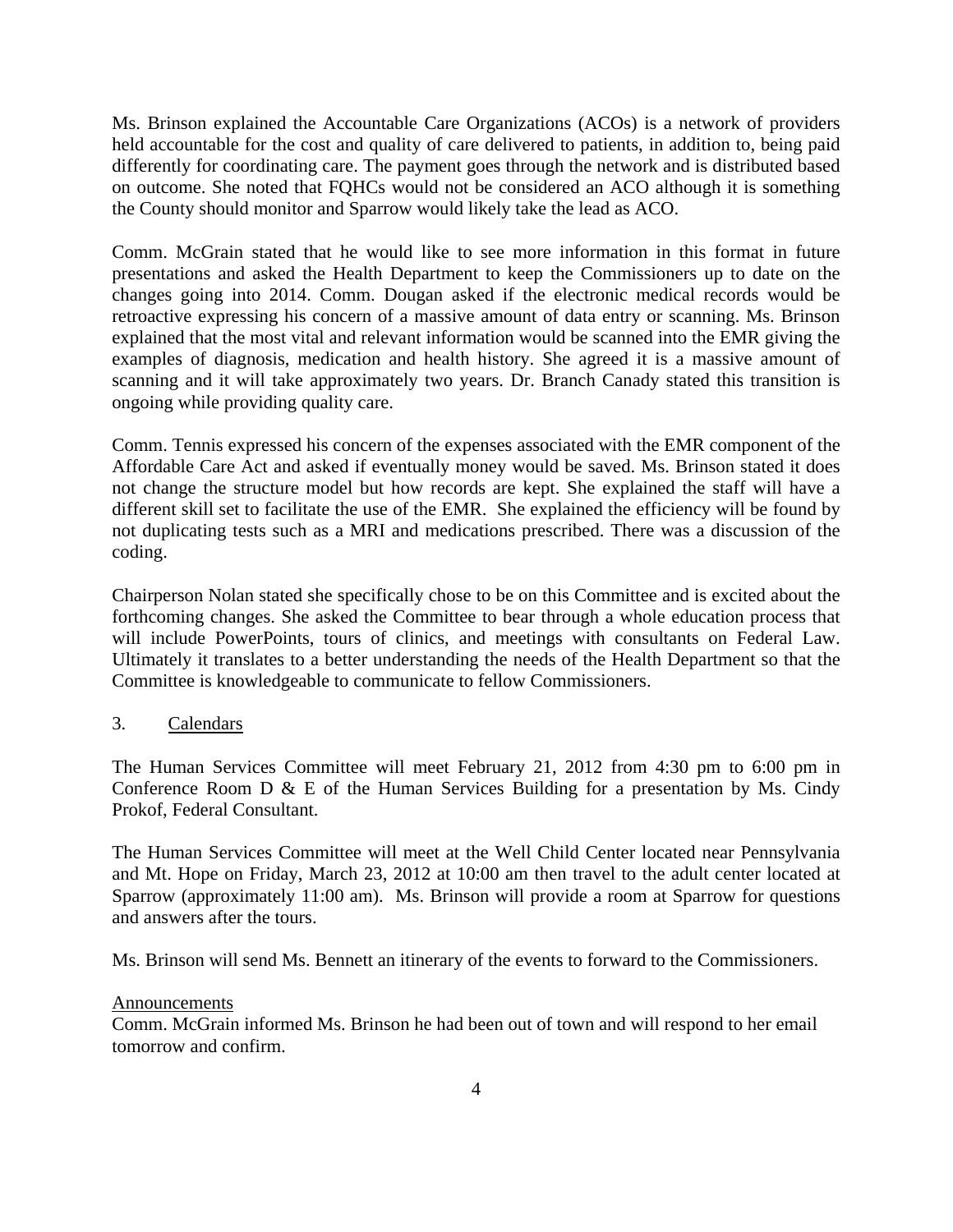Ms. Brinson explained the Accountable Care Organizations (ACOs) is a network of providers held accountable for the cost and quality of care delivered to patients, in addition to, being paid differently for coordinating care. The payment goes through the network and is distributed based on outcome. She noted that FQHCs would not be considered an ACO although it is something the County should monitor and Sparrow would likely take the lead as ACO.

Comm. McGrain stated that he would like to see more information in this format in future presentations and asked the Health Department to keep the Commissioners up to date on the changes going into 2014. Comm. Dougan asked if the electronic medical records would be retroactive expressing his concern of a massive amount of data entry or scanning. Ms. Brinson explained that the most vital and relevant information would be scanned into the EMR giving the examples of diagnosis, medication and health history. She agreed it is a massive amount of scanning and it will take approximately two years. Dr. Branch Canady stated this transition is ongoing while providing quality care.

Comm. Tennis expressed his concern of the expenses associated with the EMR component of the Affordable Care Act and asked if eventually money would be saved. Ms. Brinson stated it does not change the structure model but how records are kept. She explained the staff will have a different skill set to facilitate the use of the EMR. She explained the efficiency will be found by not duplicating tests such as a MRI and medications prescribed. There was a discussion of the coding.

Chairperson Nolan stated she specifically chose to be on this Committee and is excited about the forthcoming changes. She asked the Committee to bear through a whole education process that will include PowerPoints, tours of clinics, and meetings with consultants on Federal Law. Ultimately it translates to a better understanding the needs of the Health Department so that the Committee is knowledgeable to communicate to fellow Commissioners.

3. Calendars

The Human Services Committee will meet February 21, 2012 from 4:30 pm to 6:00 pm in Conference Room D & E of the Human Services Building for a presentation by Ms. Cindy Prokof, Federal Consultant.

The Human Services Committee will meet at the Well Child Center located near Pennsylvania and Mt. Hope on Friday, March 23, 2012 at 10:00 am then travel to the adult center located at Sparrow (approximately 11:00 am). Ms. Brinson will provide a room at Sparrow for questions and answers after the tours.

Ms. Brinson will send Ms. Bennett an itinerary of the events to forward to the Commissioners.

Announcements

Comm. McGrain informed Ms. Brinson he had been out of town and will respond to her email tomorrow and confirm.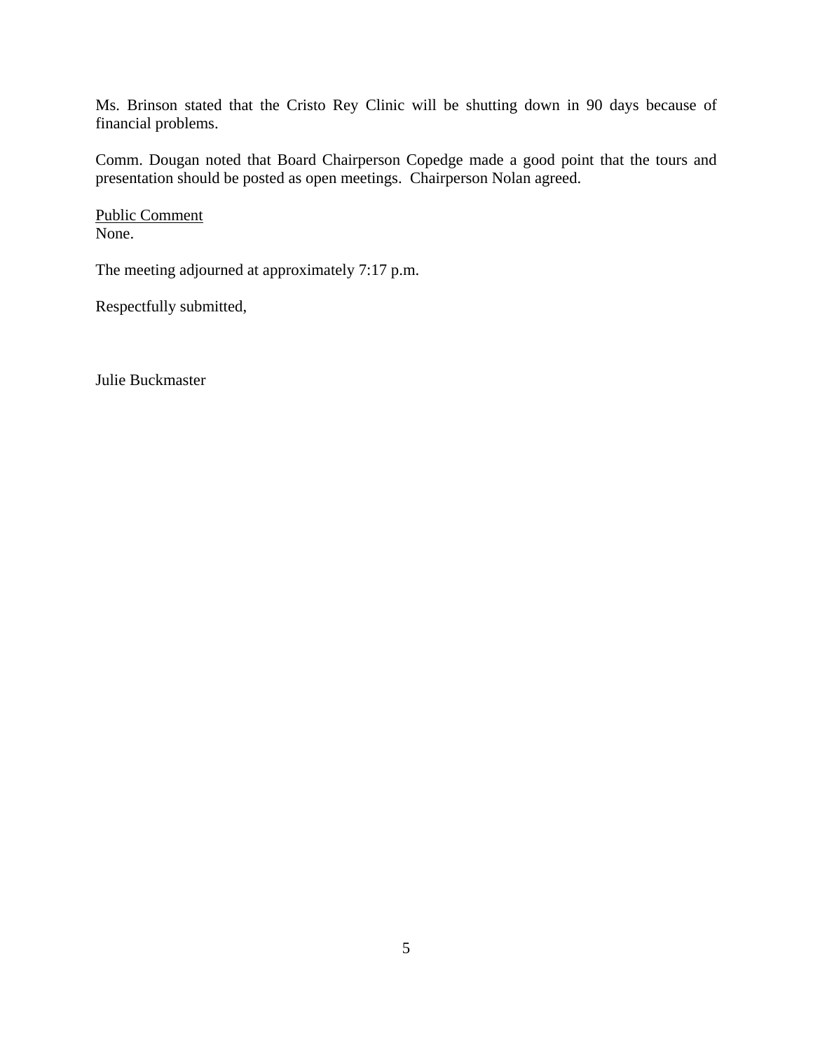Ms. Brinson stated that the Cristo Rey Clinic will be shutting down in 90 days because of financial problems.

Comm. Dougan noted that Board Chairperson Copedge made a good point that the tours and presentation should be posted as open meetings. Chairperson Nolan agreed.

<u>Public Comment</u>
None.

The meeting adjourned at approximately 7:17 p.m.

Respectfully submitted,

Julie Buckmaster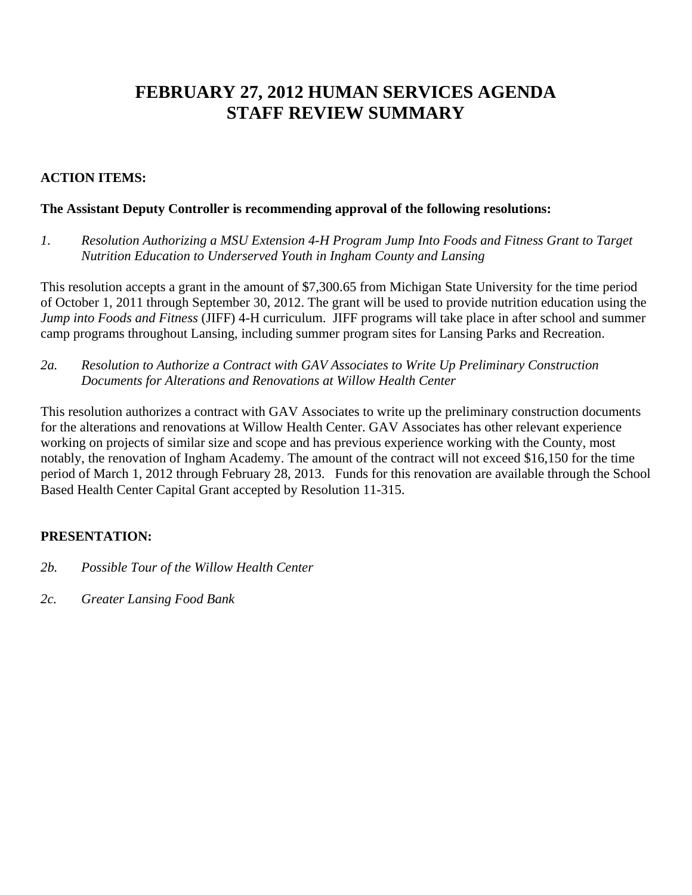# FEBRUARY 27, 2012 HUMAN SERVICES AGENDA
# STAFF REVIEW SUMMARY

**ACTION ITEMS:**

**The Assistant Deputy Controller is recommending approval of the following resolutions:**

*1. Resolution Authorizing a MSU Extension 4-H Program Jump Into Foods and Fitness Grant to Target Nutrition Education to Underserved Youth in Ingham County and Lansing*

This resolution accepts a grant in the amount of $7,300.65 from Michigan State University for the time period of October 1, 2011 through September 30, 2012. The grant will be used to provide nutrition education using the *Jump into Foods and Fitness* (JIFF) 4-H curriculum. JIFF programs will take place in after school and summer camp programs throughout Lansing, including summer program sites for Lansing Parks and Recreation.

*2a. Resolution to Authorize a Contract with GAV Associates to Write Up Preliminary Construction Documents for Alterations and Renovations at Willow Health Center*

This resolution authorizes a contract with GAV Associates to write up the preliminary construction documents for the alterations and renovations at Willow Health Center. GAV Associates has other relevant experience working on projects of similar size and scope and has previous experience working with the County, most notably, the renovation of Ingham Academy. The amount of the contract will not exceed $16,150 for the time period of March 1, 2012 through February 28, 2013. Funds for this renovation are available through the School Based Health Center Capital Grant accepted by Resolution 11-315.

**PRESENTATION:**

*2b. Possible Tour of the Willow Health Center*

*2c. Greater Lansing Food Bank*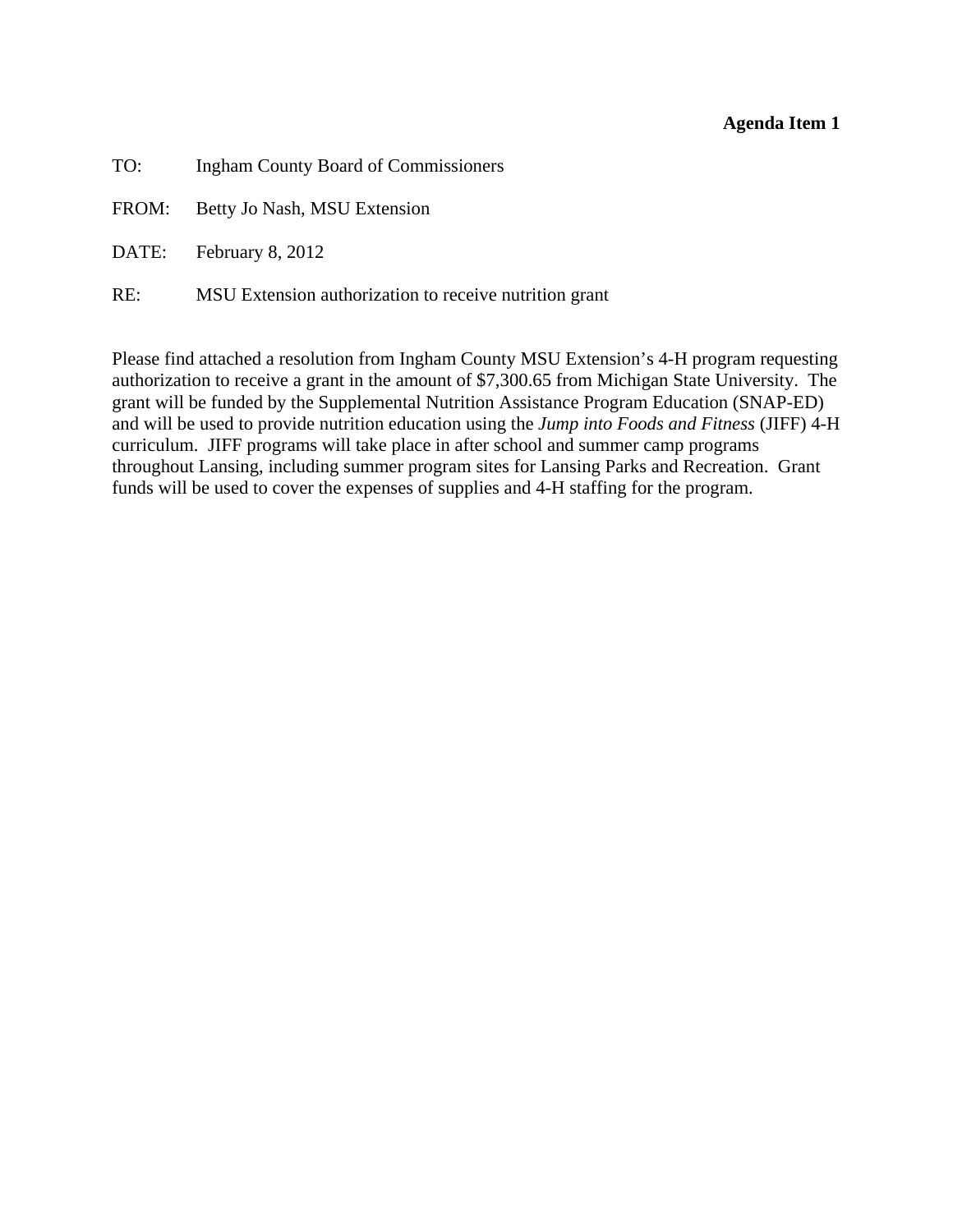**Agenda Item 1**

TO: Ingham County Board of Commissioners

FROM: Betty Jo Nash, MSU Extension

DATE: February 8, 2012

RE: MSU Extension authorization to receive nutrition grant

Please find attached a resolution from Ingham County MSU Extension's 4-H program requesting authorization to receive a grant in the amount of $7,300.65 from Michigan State University. The grant will be funded by the Supplemental Nutrition Assistance Program Education (SNAP-ED) and will be used to provide nutrition education using the *Jump into Foods and Fitness* (JIFF) 4-H curriculum. JIFF programs will take place in after school and summer camp programs throughout Lansing, including summer program sites for Lansing Parks and Recreation. Grant funds will be used to cover the expenses of supplies and 4-H staffing for the program.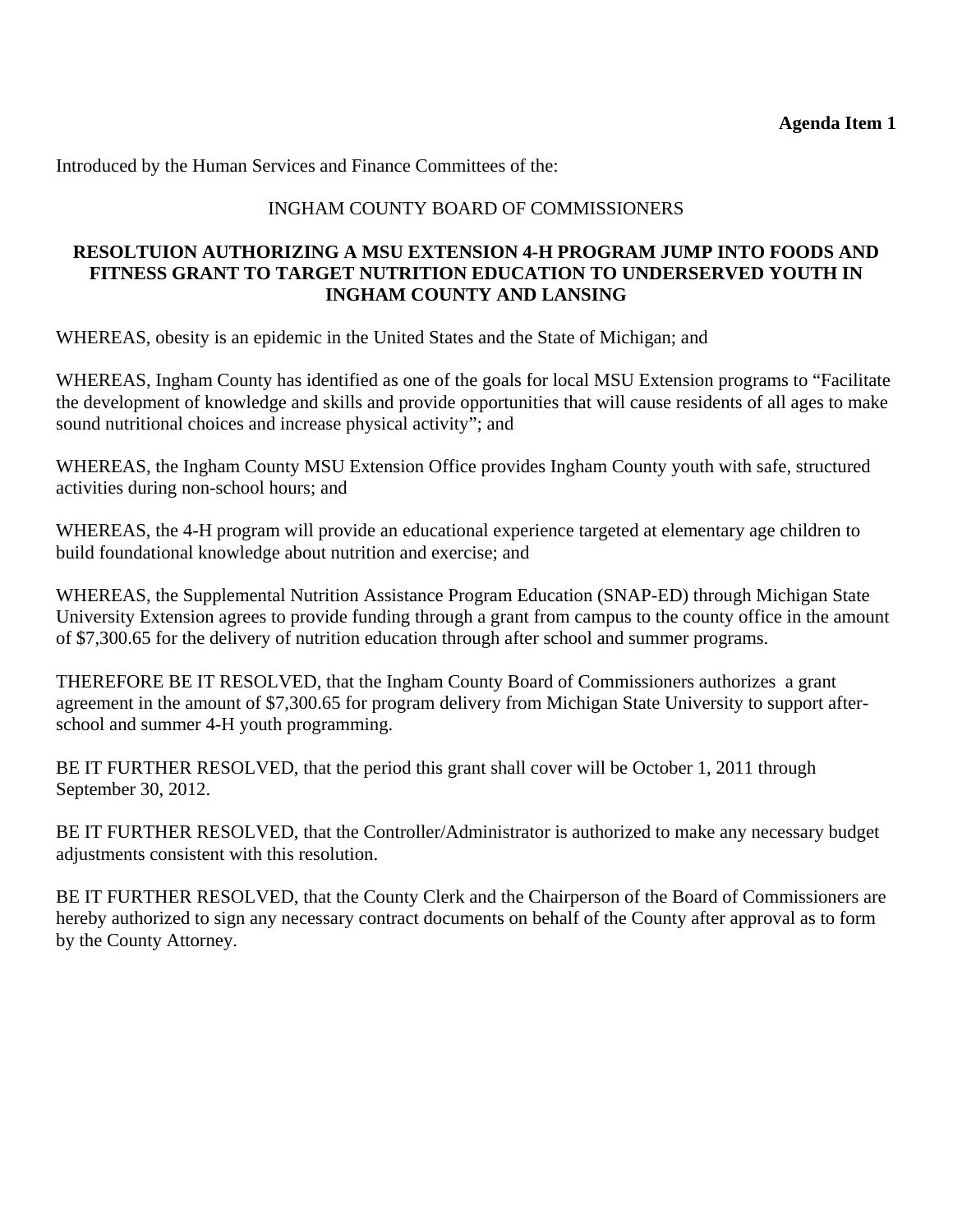**Agenda Item 1**

Introduced by the Human Services and Finance Committees of the:

INGHAM COUNTY BOARD OF COMMISSIONERS

**RESOLTUION AUTHORIZING A MSU EXTENSION 4-H PROGRAM JUMP INTO FOODS AND FITNESS GRANT TO TARGET NUTRITION EDUCATION TO UNDERSERVED YOUTH IN INGHAM COUNTY AND LANSING**

WHEREAS, obesity is an epidemic in the United States and the State of Michigan; and

WHEREAS, Ingham County has identified as one of the goals for local MSU Extension programs to "Facilitate the development of knowledge and skills and provide opportunities that will cause residents of all ages to make sound nutritional choices and increase physical activity"; and

WHEREAS, the Ingham County MSU Extension Office provides Ingham County youth with safe, structured activities during non-school hours; and

WHEREAS, the 4-H program will provide an educational experience targeted at elementary age children to build foundational knowledge about nutrition and exercise; and

WHEREAS, the Supplemental Nutrition Assistance Program Education (SNAP-ED) through Michigan State University Extension agrees to provide funding through a grant from campus to the county office in the amount of $7,300.65 for the delivery of nutrition education through after school and summer programs.

THEREFORE BE IT RESOLVED, that the Ingham County Board of Commissioners authorizes a grant agreement in the amount of $7,300.65 for program delivery from Michigan State University to support after-school and summer 4-H youth programming.

BE IT FURTHER RESOLVED, that the period this grant shall cover will be October 1, 2011 through September 30, 2012.

BE IT FURTHER RESOLVED, that the Controller/Administrator is authorized to make any necessary budget adjustments consistent with this resolution.

BE IT FURTHER RESOLVED, that the County Clerk and the Chairperson of the Board of Commissioners are hereby authorized to sign any necessary contract documents on behalf of the County after approval as to form by the County Attorney.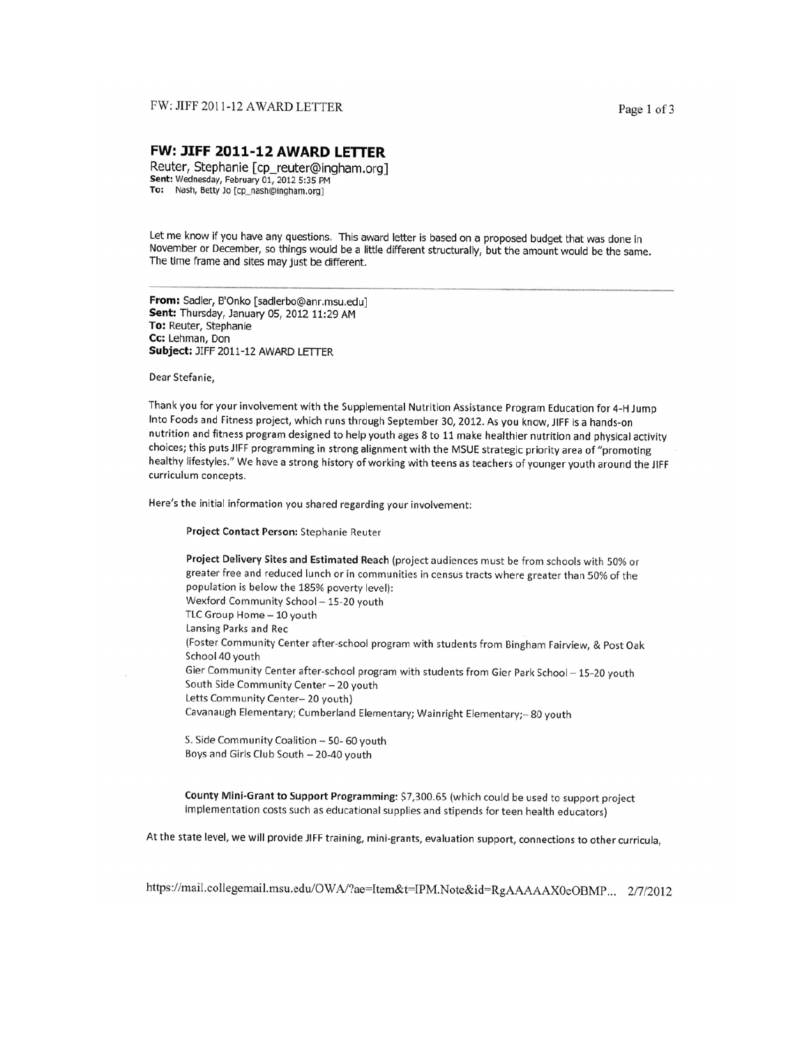# FW: JIFF 2011-12 AWARD LETTER

Reuter, Stephanie [cp_reuter@ingham.org]
**Sent:** Wednesday, February 01, 2012 5:35 PM
**To:** Nash, Betty Jo [cp_nash@ingham.org]

Let me know if you have any questions. This award letter is based on a proposed budget that was done in November or December, so things would be a little different structurally, but the amount would be the same. The time frame and sites may just be different.

---

**From:** Sadler, B'Onko [sadlerbo@anr.msu.edu]
**Sent:** Thursday, January 05, 2012 11:29 AM
**To:** Reuter, Stephanie
**Cc:** Lehman, Don
**Subject:** JIFF 2011-12 AWARD LETTER

Dear Stefanie,

Thank you for your involvement with the Supplemental Nutrition Assistance Program Education for 4-H Jump Into Foods and Fitness project, which runs through September 30, 2012. As you know, JIFF is a hands-on nutrition and fitness program designed to help youth ages 8 to 11 make healthier nutrition and physical activity choices; this puts JIFF programming in strong alignment with the MSUE strategic priority area of "promoting healthy lifestyles." We have a strong history of working with teens as teachers of younger youth around the JIFF curriculum concepts.

Here's the initial information you shared regarding your involvement:

> **Project Contact Person:** Stephanie Reuter
>
> **Project Delivery Sites and Estimated Reach** (project audiences must be from schools with 50% or greater free and reduced lunch or in communities in census tracts where greater than 50% of the population is below the 185% poverty level):
> Wexford Community School – 15-20 youth
> TLC Group Home – 10 youth
> Lansing Parks and Rec
> (Foster Community Center after-school program with students from Bingham Fairview, & Post Oak School 40 youth
> Gier Community Center after-school program with students from Gier Park School – 15-20 youth
> South Side Community Center – 20 youth
> Letts Community Center– 20 youth)
> Cavanaugh Elementary; Cumberland Elementary; Wainright Elementary;– 80 youth
>
> S. Side Community Coalition – 50- 60 youth
> Boys and Girls Club South – 20-40 youth
>
> **County Mini-Grant to Support Programming:** $7,300.65 (which could be used to support project implementation costs such as educational supplies and stipends for teen health educators)

At the state level, we will provide JIFF training, mini-grants, evaluation support, connections to other curricula,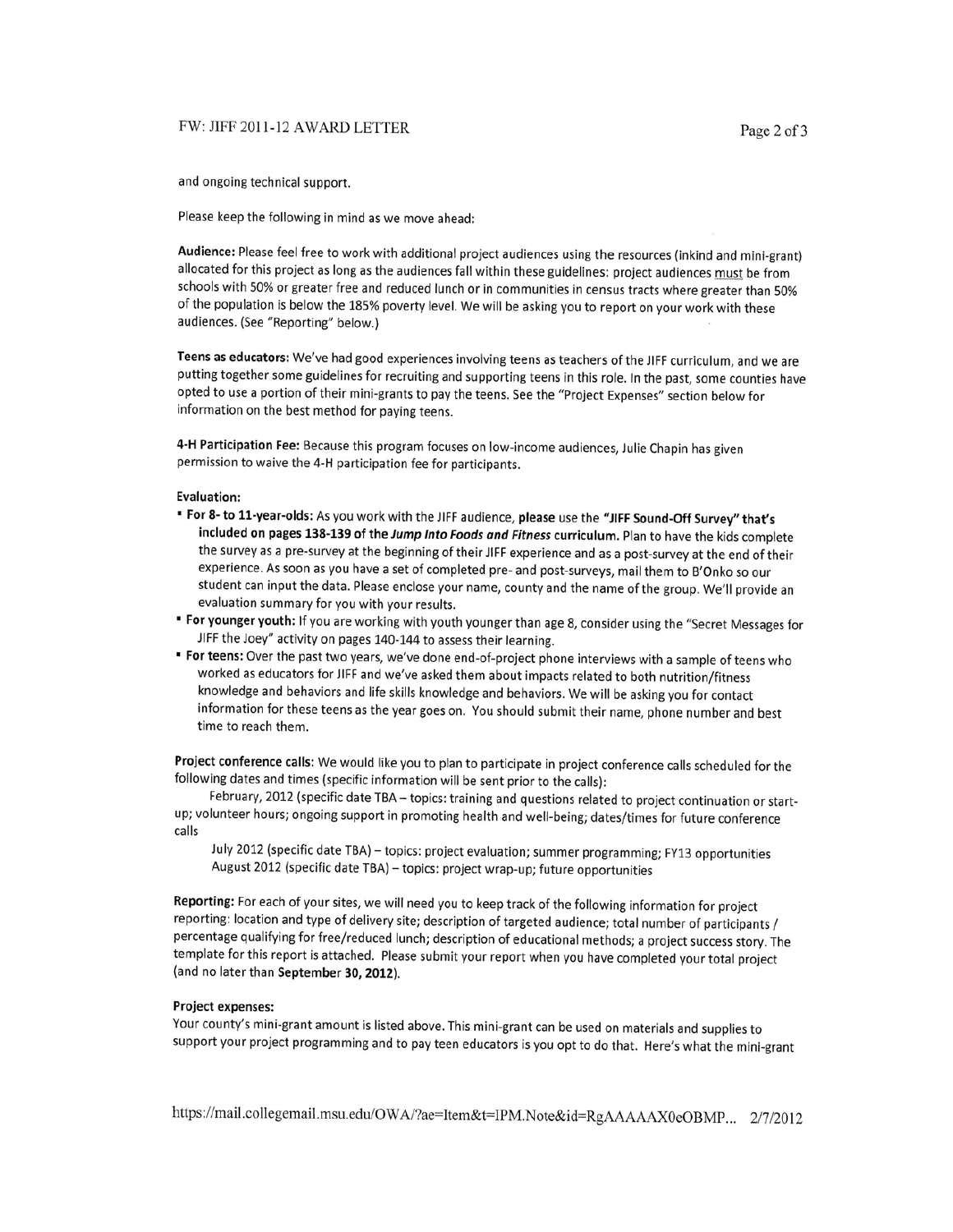and ongoing technical support.

Please keep the following in mind as we move ahead:

**Audience:** Please feel free to work with additional project audiences using the resources (inkind and mini-grant) allocated for this project as long as the audiences fall within these guidelines: project audiences must be from schools with 50% or greater free and reduced lunch or in communities in census tracts where greater than 50% of the population is below the 185% poverty level. We will be asking you to report on your work with these audiences. (See "Reporting" below.)

**Teens as educators:** We've had good experiences involving teens as teachers of the JIFF curriculum, and we are putting together some guidelines for recruiting and supporting teens in this role. In the past, some counties have opted to use a portion of their mini-grants to pay the teens. See the "Project Expenses" section below for information on the best method for paying teens.

**4-H Participation Fee:** Because this program focuses on low-income audiences, Julie Chapin has given permission to waive the 4-H participation fee for participants.

**Evaluation:**

- **For 8- to 11-year-olds:** As you work with the JIFF audience, **please** use the **"JIFF Sound-Off Survey" that's included on pages 138-139 of the *Jump Into Foods and Fitness* curriculum.** Plan to have the kids complete the survey as a pre-survey at the beginning of their JIFF experience and as a post-survey at the end of their experience. As soon as you have a set of completed pre- and post-surveys, mail them to B'Onko so our student can input the data. Please enclose your name, county and the name of the group. We'll provide an evaluation summary for you with your results.
- **For younger youth:** If you are working with youth younger than age 8, consider using the "Secret Messages for JIFF the Joey" activity on pages 140-144 to assess their learning.
- **For teens:** Over the past two years, we've done end-of-project phone interviews with a sample of teens who worked as educators for JIFF and we've asked them about impacts related to both nutrition/fitness knowledge and behaviors and life skills knowledge and behaviors. We will be asking you for contact information for these teens as the year goes on. You should submit their name, phone number and best time to reach them.

**Project conference calls:** We would like you to plan to participate in project conference calls scheduled for the following dates and times (specific information will be sent prior to the calls):

February, 2012 (specific date TBA – topics: training and questions related to project continuation or start-up; volunteer hours; ongoing support in promoting health and well-being; dates/times for future conference calls

July 2012 (specific date TBA) – topics: project evaluation; summer programming; FY13 opportunities

August 2012 (specific date TBA) – topics: project wrap-up; future opportunities

**Reporting:** For each of your sites, we will need you to keep track of the following information for project reporting: location and type of delivery site; description of targeted audience; total number of participants / percentage qualifying for free/reduced lunch; description of educational methods; a project success story. The template for this report is attached. Please submit your report when you have completed your total project (and no later than **September 30, 2012**).

**Project expenses:**

Your county's mini-grant amount is listed above. This mini-grant can be used on materials and supplies to support your project programming and to pay teen educators is you opt to do that. Here's what the mini-grant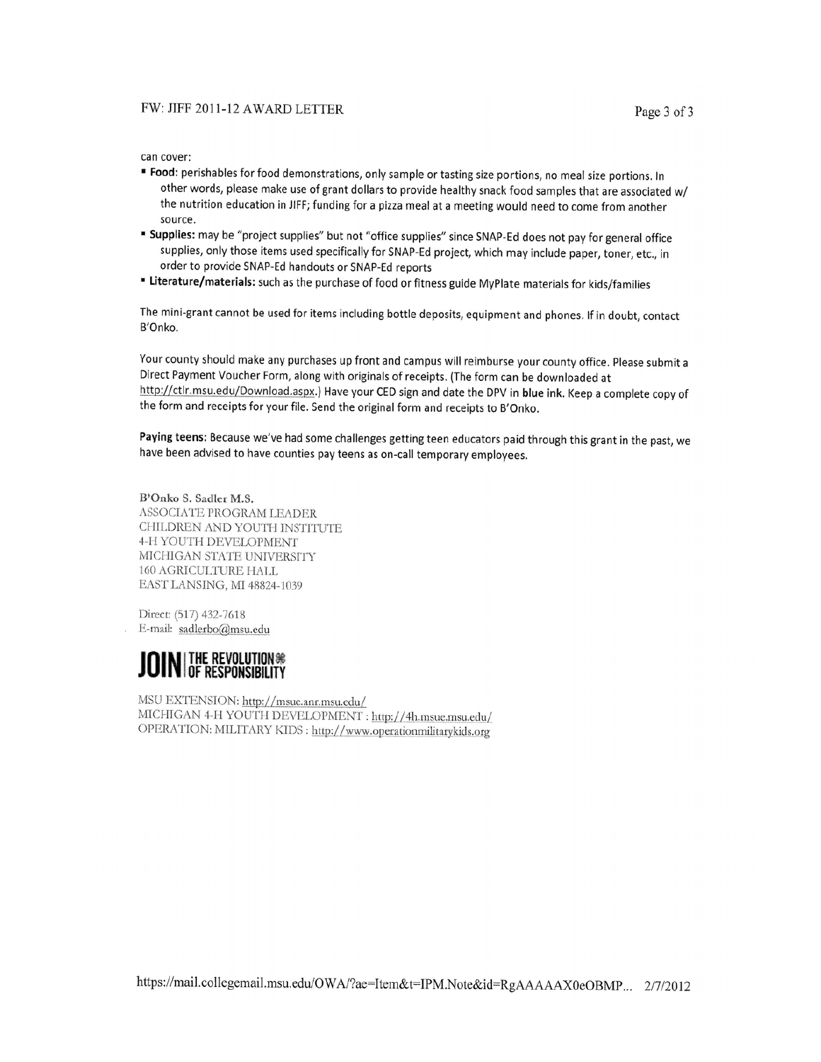can cover:

- **Food**: perishables for food demonstrations, only sample or tasting size portions, no meal size portions. In other words, please make use of grant dollars to provide healthy snack food samples that are associated w/ the nutrition education in JIFF; funding for a pizza meal at a meeting would need to come from another source.
- **Supplies:** may be "project supplies" but not "office supplies" since SNAP-Ed does not pay for general office supplies, only those items used specifically for SNAP-Ed project, which may include paper, toner, etc., in order to provide SNAP-Ed handouts or SNAP-Ed reports
- **Literature/materials:** such as the purchase of food or fitness guide MyPlate materials for kids/families

The mini-grant cannot be used for items including bottle deposits, equipment and phones. If in doubt, contact B'Onko.

Your county should make any purchases up front and campus will reimburse your county office. Please submit a Direct Payment Voucher Form, along with originals of receipts. (The form can be downloaded at http://ctlr.msu.edu/Download.aspx.) Have your CED sign and date the DPV in **blue ink**. Keep a complete copy of the form and receipts for your file. Send the original form and receipts to B'Onko.

**Paying teens:** Because we've had some challenges getting teen educators paid through this grant in the past, we have been advised to have counties pay teens as on-call temporary employees.

B'Onko S. Sadler M.S.
ASSOCIATE PROGRAM LEADER
CHILDREN AND YOUTH INSTITUTE
4-H YOUTH DEVELOPMENT
MICHIGAN STATE UNIVERSITY
160 AGRICULTURE HALL
EAST LANSING, MI 48824-1039

Direct: (517) 432-7618
E-mail: sadlerbo@msu.edu

**JOIN | THE REVOLUTION OF RESPONSIBILITY**

MSU EXTENSION: http://msue.anr.msu.edu/
MICHIGAN 4-H YOUTH DEVELOPMENT : http://4h.msue.msu.edu/
OPERATION: MILITARY KIDS : http://www.operationmilitarykids.org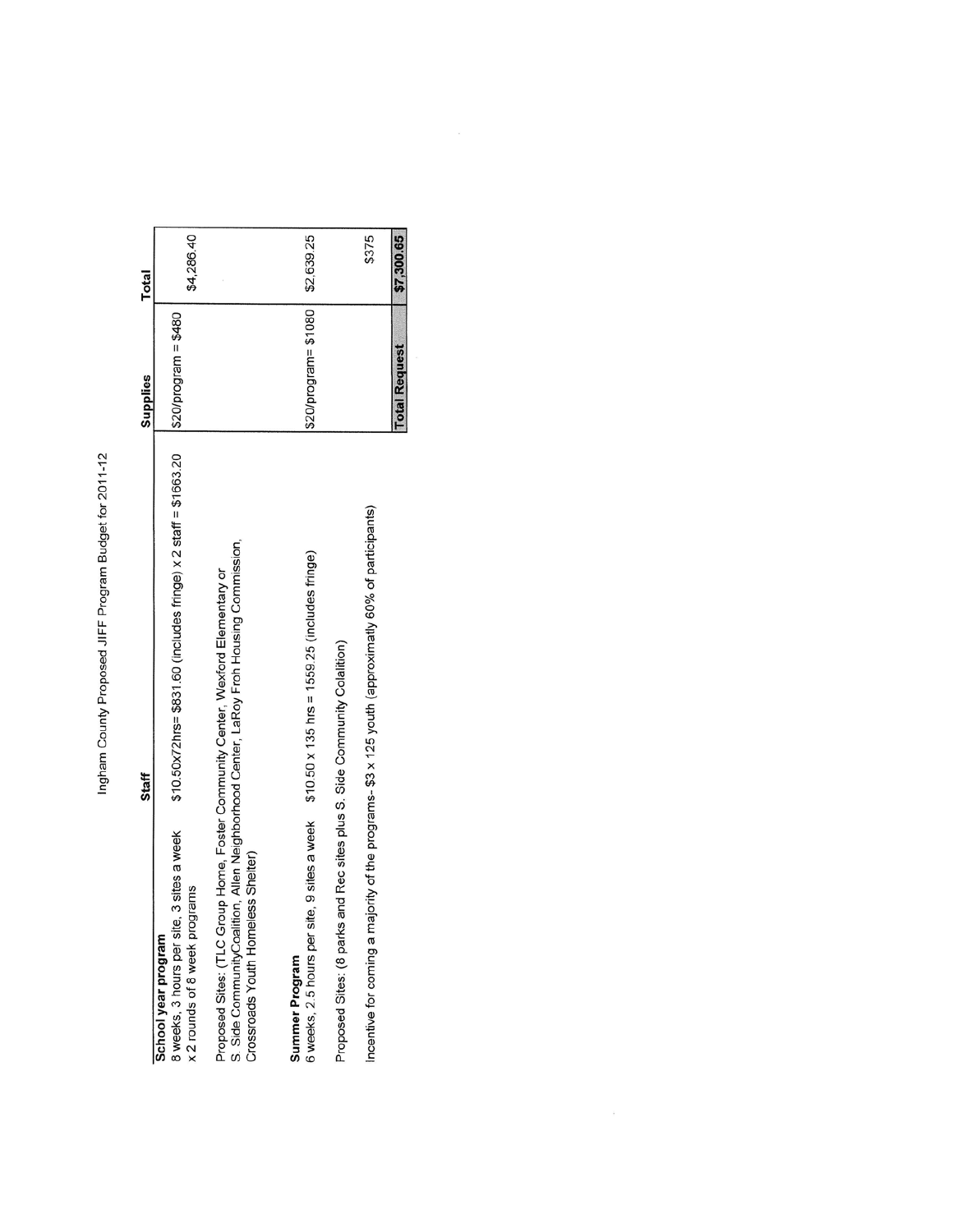Ingham County Proposed JIFF Program Budget for 2011-12

| | Staff | Supplies | Total |
|---|---|---|---|
| **School year program**<br>8 weeks, 3 hours per site, 3 sites a week x 2 rounds of 8 week programs | \$10.50x72hrs= \$831.60 (includes fringe) x 2 staff = \$1663.20 | \$20/program = \$480 | \$4,286.40 |
| Proposed Sites: (TLC Group Home, Foster Community Center, Wexford Elementary or S. Side CommunityCoalition, Allen Neighborhood Center, LaRoy Froh Housing Commission, Crossroads Youth Homeless Shelter) | | | |
| **Summer Program**<br>6 weeks, 2.5 hours per site, 9 sites a week | \$10.50 x 135 hrs = 1559.25 (includes fringe) | \$20/program= \$1080 | \$2,639.25 |
| Proposed Sites: (8 parks and Rec sites plus S. Side Community Colalition) | | | |
| Incentive for coming a majority of the programs- \$3 x 125 youth (approximatly 60% of participants) | | | \$375 |
| | | **Total Request** | **\$7,300.65** |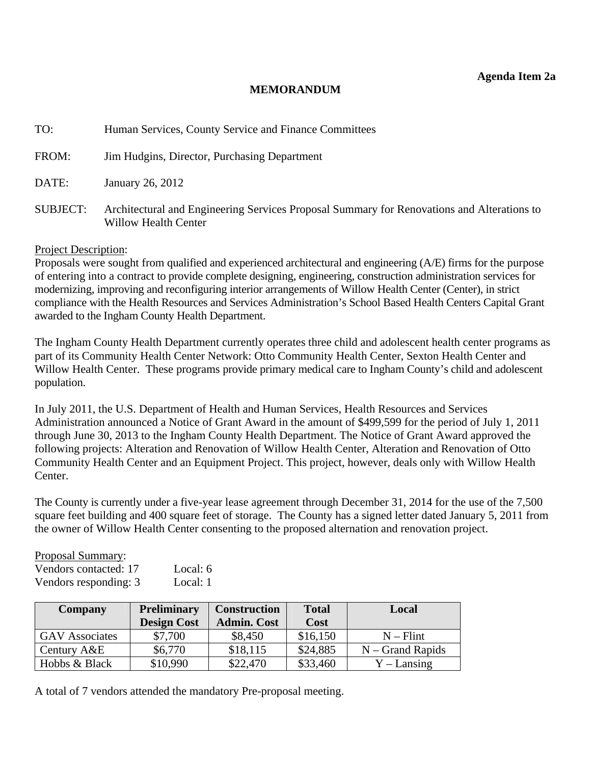**Agenda Item 2a**

# MEMORANDUM

TO: Human Services, County Service and Finance Committees

FROM: Jim Hudgins, Director, Purchasing Department

DATE: January 26, 2012

SUBJECT: Architectural and Engineering Services Proposal Summary for Renovations and Alterations to Willow Health Center

Project Description:
Proposals were sought from qualified and experienced architectural and engineering (A/E) firms for the purpose of entering into a contract to provide complete designing, engineering, construction administration services for modernizing, improving and reconfiguring interior arrangements of Willow Health Center (Center), in strict compliance with the Health Resources and Services Administration's School Based Health Centers Capital Grant awarded to the Ingham County Health Department.

The Ingham County Health Department currently operates three child and adolescent health center programs as part of its Community Health Center Network: Otto Community Health Center, Sexton Health Center and Willow Health Center. These programs provide primary medical care to Ingham County's child and adolescent population.

In July 2011, the U.S. Department of Health and Human Services, Health Resources and Services Administration announced a Notice of Grant Award in the amount of $499,599 for the period of July 1, 2011 through June 30, 2013 to the Ingham County Health Department. The Notice of Grant Award approved the following projects: Alteration and Renovation of Willow Health Center, Alteration and Renovation of Otto Community Health Center and an Equipment Project. This project, however, deals only with Willow Health Center.

The County is currently under a five-year lease agreement through December 31, 2014 for the use of the 7,500 square feet building and 400 square feet of storage. The County has a signed letter dated January 5, 2011 from the owner of Willow Health Center consenting to the proposed alternation and renovation project.

Proposal Summary:
Vendors contacted: 17 Local: 6
Vendors responding: 3 Local: 1

| Company | Preliminary Design Cost | Construction Admin. Cost | Total Cost | Local |
|---|---|---|---|---|
| GAV Associates | $7,700 | $8,450 | $16,150 | N – Flint |
| Century A&E | $6,770 | $18,115 | $24,885 | N – Grand Rapids |
| Hobbs & Black | $10,990 | $22,470 | $33,460 | Y – Lansing |

A total of 7 vendors attended the mandatory Pre-proposal meeting.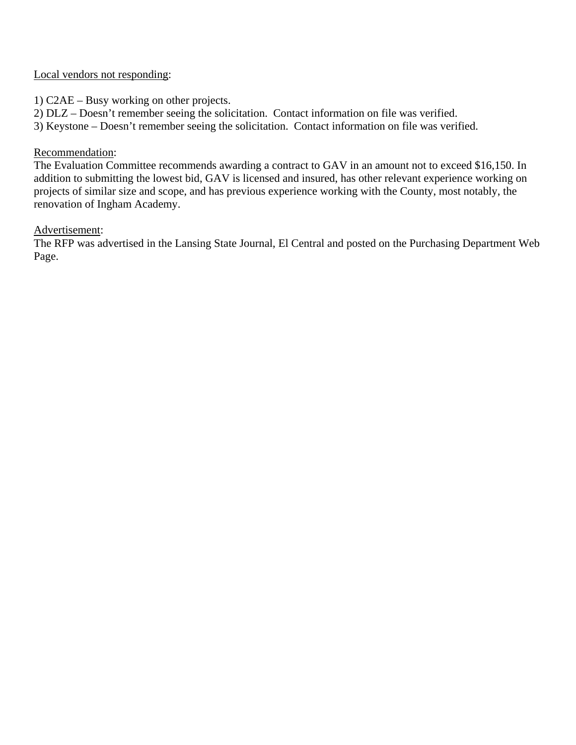Local vendors not responding:

1) C2AE – Busy working on other projects.
2) DLZ – Doesn't remember seeing the solicitation. Contact information on file was verified.
3) Keystone – Doesn't remember seeing the solicitation. Contact information on file was verified.

Recommendation:
The Evaluation Committee recommends awarding a contract to GAV in an amount not to exceed $16,150. In addition to submitting the lowest bid, GAV is licensed and insured, has other relevant experience working on projects of similar size and scope, and has previous experience working with the County, most notably, the renovation of Ingham Academy.

Advertisement:
The RFP was advertised in the Lansing State Journal, El Central and posted on the Purchasing Department Web Page.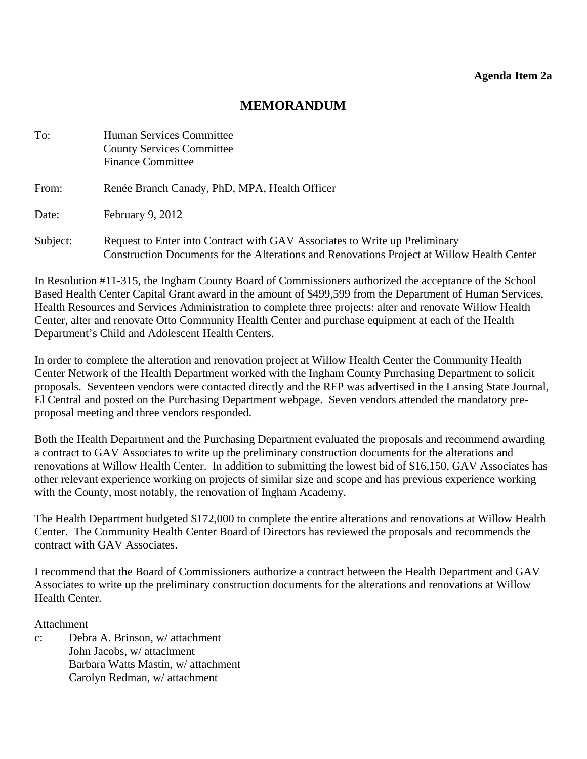**Agenda Item 2a**

# MEMORANDUM

To: Human Services Committee
County Services Committee
Finance Committee

From: Renée Branch Canady, PhD, MPA, Health Officer

Date: February 9, 2012

Subject: Request to Enter into Contract with GAV Associates to Write up Preliminary Construction Documents for the Alterations and Renovations Project at Willow Health Center

In Resolution #11-315, the Ingham County Board of Commissioners authorized the acceptance of the School Based Health Center Capital Grant award in the amount of $499,599 from the Department of Human Services, Health Resources and Services Administration to complete three projects: alter and renovate Willow Health Center, alter and renovate Otto Community Health Center and purchase equipment at each of the Health Department's Child and Adolescent Health Centers.

In order to complete the alteration and renovation project at Willow Health Center the Community Health Center Network of the Health Department worked with the Ingham County Purchasing Department to solicit proposals. Seventeen vendors were contacted directly and the RFP was advertised in the Lansing State Journal, El Central and posted on the Purchasing Department webpage. Seven vendors attended the mandatory pre-proposal meeting and three vendors responded.

Both the Health Department and the Purchasing Department evaluated the proposals and recommend awarding a contract to GAV Associates to write up the preliminary construction documents for the alterations and renovations at Willow Health Center. In addition to submitting the lowest bid of $16,150, GAV Associates has other relevant experience working on projects of similar size and scope and has previous experience working with the County, most notably, the renovation of Ingham Academy.

The Health Department budgeted $172,000 to complete the entire alterations and renovations at Willow Health Center. The Community Health Center Board of Directors has reviewed the proposals and recommends the contract with GAV Associates.

I recommend that the Board of Commissioners authorize a contract between the Health Department and GAV Associates to write up the preliminary construction documents for the alterations and renovations at Willow Health Center.

Attachment

c: Debra A. Brinson, w/ attachment
John Jacobs, w/ attachment
Barbara Watts Mastin, w/ attachment
Carolyn Redman, w/ attachment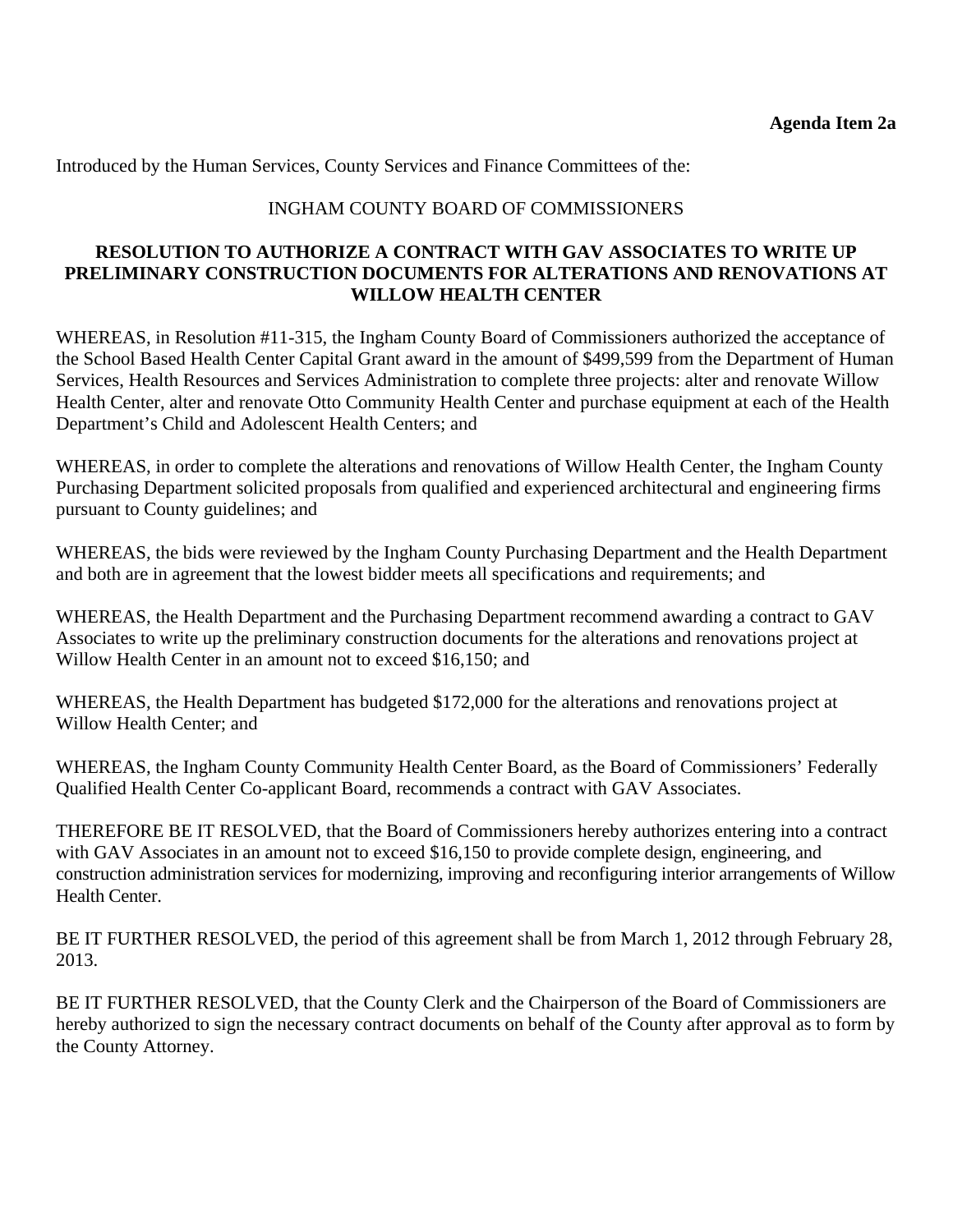**Agenda Item 2a**

Introduced by the Human Services, County Services and Finance Committees of the:

INGHAM COUNTY BOARD OF COMMISSIONERS

**RESOLUTION TO AUTHORIZE A CONTRACT WITH GAV ASSOCIATES TO WRITE UP PRELIMINARY CONSTRUCTION DOCUMENTS FOR ALTERATIONS AND RENOVATIONS AT WILLOW HEALTH CENTER**

WHEREAS, in Resolution #11-315, the Ingham County Board of Commissioners authorized the acceptance of the School Based Health Center Capital Grant award in the amount of $499,599 from the Department of Human Services, Health Resources and Services Administration to complete three projects: alter and renovate Willow Health Center, alter and renovate Otto Community Health Center and purchase equipment at each of the Health Department's Child and Adolescent Health Centers; and

WHEREAS, in order to complete the alterations and renovations of Willow Health Center, the Ingham County Purchasing Department solicited proposals from qualified and experienced architectural and engineering firms pursuant to County guidelines; and

WHEREAS, the bids were reviewed by the Ingham County Purchasing Department and the Health Department and both are in agreement that the lowest bidder meets all specifications and requirements; and

WHEREAS, the Health Department and the Purchasing Department recommend awarding a contract to GAV Associates to write up the preliminary construction documents for the alterations and renovations project at Willow Health Center in an amount not to exceed $16,150; and

WHEREAS, the Health Department has budgeted $172,000 for the alterations and renovations project at Willow Health Center; and

WHEREAS, the Ingham County Community Health Center Board, as the Board of Commissioners' Federally Qualified Health Center Co-applicant Board, recommends a contract with GAV Associates.

THEREFORE BE IT RESOLVED, that the Board of Commissioners hereby authorizes entering into a contract with GAV Associates in an amount not to exceed $16,150 to provide complete design, engineering, and construction administration services for modernizing, improving and reconfiguring interior arrangements of Willow Health Center.

BE IT FURTHER RESOLVED, the period of this agreement shall be from March 1, 2012 through February 28, 2013.

BE IT FURTHER RESOLVED, that the County Clerk and the Chairperson of the Board of Commissioners are hereby authorized to sign the necessary contract documents on behalf of the County after approval as to form by the County Attorney.